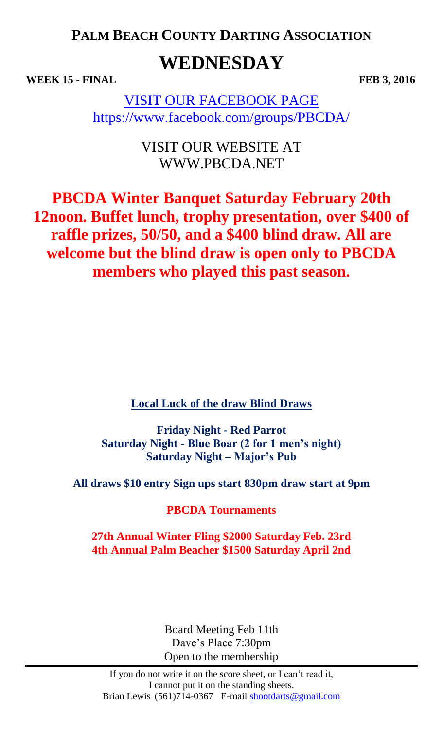# PALM BEACH COUNTY DARTING ASSOCIATION

# WEDNESDAY

**WEEK 15 - FINAL** **FEB 3, 2016**

VISIT OUR FACEBOOK PAGE
https://www.facebook.com/groups/PBCDA/

VISIT OUR WEBSITE AT
WWW.PBCDA.NET

**PBCDA Winter Banquet Saturday February 20th 12noon. Buffet lunch, trophy presentation, over $400 of raffle prizes, 50/50, and a $400 blind draw. All are welcome but the blind draw is open only to PBCDA members who played this past season.**

**Local Luck of the draw Blind Draws**

**Friday Night - Red Parrot**
**Saturday Night - Blue Boar (2 for 1 men's night)**
**Saturday Night – Major's Pub**

**All draws $10 entry Sign ups start 830pm draw start at 9pm**

**PBCDA Tournaments**

**27th Annual Winter Fling $2000 Saturday Feb. 23rd**
**4th Annual Palm Beacher $1500 Saturday April 2nd**

Board Meeting Feb 11th
Dave's Place 7:30pm
Open to the membership

---

If you do not write it on the score sheet, or I can't read it,
I cannot put it on the standing sheets.
Brian Lewis (561)714-0367 E-mail shootdarts@gmail.com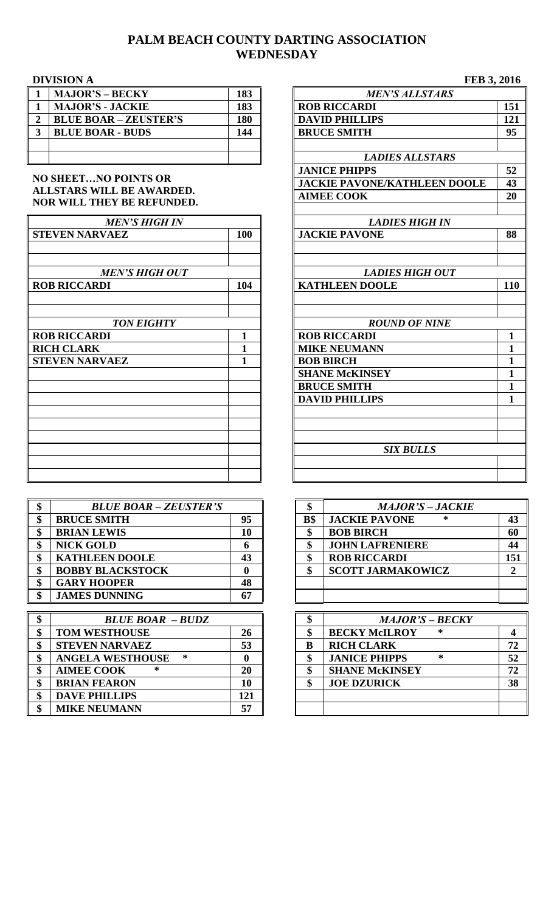# PALM BEACH COUNTY DARTING ASSOCIATION
## WEDNESDAY

**DIVISION A** **FEB 3, 2016**

| | | |
|---|---|---|
| 1 | MAJOR'S – BECKY | 183 |
| 1 | MAJOR'S - JACKIE | 183 |
| 2 | BLUE BOAR – ZEUSTER'S | 180 |
| 3 | BLUE BOAR - BUDS | 144 |

**NO SHEET…NO POINTS OR ALLSTARS WILL BE AWARDED. NOR WILL THEY BE REFUNDED.**

| *MEN'S ALLSTARS* | |
|---|---|
| ROB RICCARDI | 151 |
| DAVID PHILLIPS | 121 |
| BRUCE SMITH | 95 |

| *LADIES ALLSTARS* | |
|---|---|
| JANICE PHIPPS | 52 |
| JACKIE PAVONE/KATHLEEN DOOLE | 43 |
| AIMEE COOK | 20 |

| *MEN'S HIGH IN* | |
|---|---|
| STEVEN NARVAEZ | 100 |

| *LADIES HIGH IN* | |
|---|---|
| JACKIE PAVONE | 88 |

| *MEN'S HIGH OUT* | |
|---|---|
| ROB RICCARDI | 104 |

| *LADIES HIGH OUT* | |
|---|---|
| KATHLEEN DOOLE | 110 |

| *TON EIGHTY* | |
|---|---|
| ROB RICCARDI | 1 |
| RICH CLARK | 1 |
| STEVEN NARVAEZ | 1 |

| *ROUND OF NINE* | |
|---|---|
| ROB RICCARDI | 1 |
| MIKE NEUMANN | 1 |
| BOB BIRCH | 1 |
| SHANE McKINSEY | 1 |
| BRUCE SMITH | 1 |
| DAVID PHILLIPS | 1 |

| *SIX BULLS* | |
|---|---|
| | |

| $ | *BLUE BOAR – ZEUSTER'S* | |
|---|---|---|
| $ | BRUCE SMITH | 95 |
| $ | BRIAN LEWIS | 10 |
| $ | NICK GOLD | 6 |
| $ | KATHLEEN DOOLE | 43 |
| $ | BOBBY BLACKSTOCK | 0 |
| $ | GARY HOOPER | 48 |
| $ | JAMES DUNNING | 67 |

| $ | *MAJOR'S – JACKIE* | |
|---|---|---|
| B$ | JACKIE PAVONE * | 43 |
| $ | BOB BIRCH | 60 |
| $ | JOHN LAFRENIERE | 44 |
| $ | ROB RICCARDI | 151 |
| $ | SCOTT JARMAKOWICZ | 2 |

| $ | *BLUE BOAR – BUDZ* | |
|---|---|---|
| $ | TOM WESTHOUSE | 26 |
| $ | STEVEN NARVAEZ | 53 |
| $ | ANGELA WESTHOUSE * | 0 |
| $ | AIMEE COOK * | 20 |
| $ | BRIAN FEARON | 10 |
| $ | DAVE PHILLIPS | 121 |
| $ | MIKE NEUMANN | 57 |

| $ | *MAJOR'S – BECKY* | |
|---|---|---|
| $ | BECKY McILROY * | 4 |
| B | RICH CLARK | 72 |
| $ | JANICE PHIPPS * | 52 |
| $ | SHANE McKINSEY | 72 |
| $ | JOE DZURICK | 38 |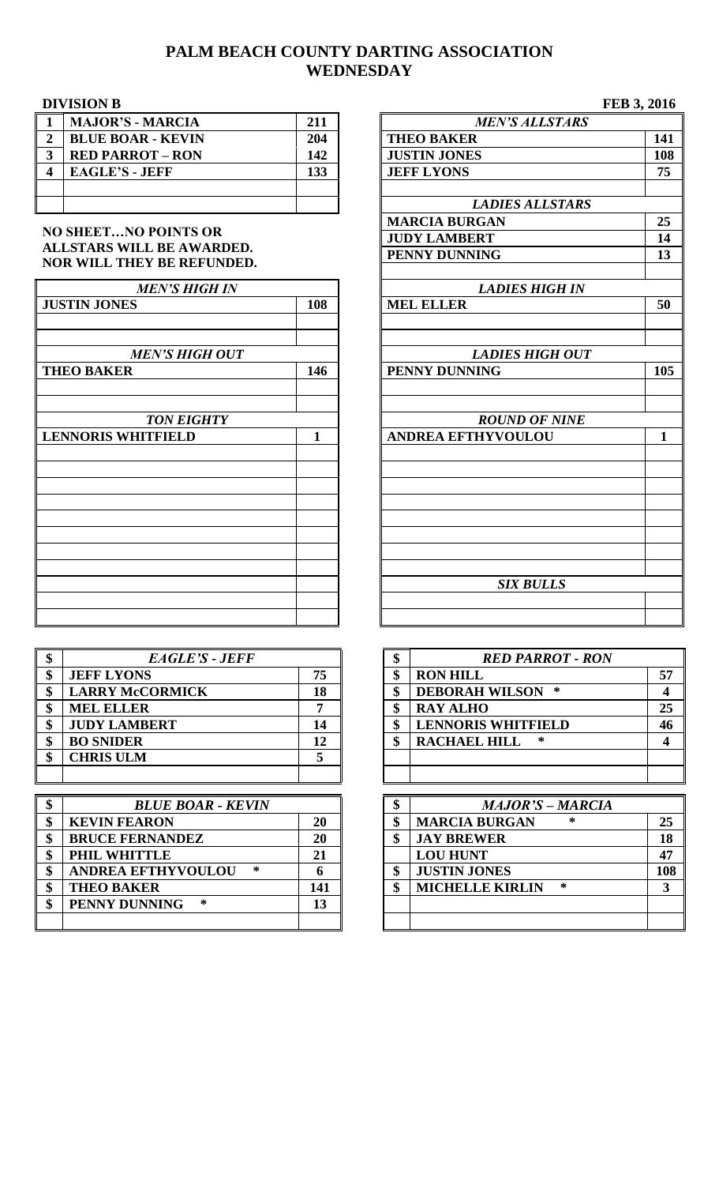# PALM BEACH COUNTY DARTING ASSOCIATION
## WEDNESDAY

**DIVISION B** **FEB 3, 2016**

| | | |
|---|---|---|
| 1 | MAJOR'S - MARCIA | 211 |
| 2 | BLUE BOAR - KEVIN | 204 |
| 3 | RED PARROT – RON | 142 |
| 4 | EAGLE'S - JEFF | 133 |

**NO SHEET…NO POINTS OR ALLSTARS WILL BE AWARDED. NOR WILL THEY BE REFUNDED.**

| | |
|---|---|
| *MEN'S HIGH IN* | |
| JUSTIN JONES | 108 |
| *MEN'S HIGH OUT* | |
| THEO BAKER | 146 |
| *TON EIGHTY* | |
| LENNORIS WHITFIELD | 1 |

| | |
|---|---|
| *MEN'S ALLSTARS* | |
| THEO BAKER | 141 |
| JUSTIN JONES | 108 |
| JEFF LYONS | 75 |
| *LADIES ALLSTARS* | |
| MARCIA BURGAN | 25 |
| JUDY LAMBERT | 14 |
| PENNY DUNNING | 13 |
| *LADIES HIGH IN* | |
| MEL ELLER | 50 |
| *LADIES HIGH OUT* | |
| PENNY DUNNING | 105 |
| *ROUND OF NINE* | |
| ANDREA EFTHYVOULOU | 1 |
| *SIX BULLS* | |

| $ | *EAGLE'S - JEFF* | |
|---|---|---|
| $ | JEFF LYONS | 75 |
| $ | LARRY McCORMICK | 18 |
| $ | MEL ELLER | 7 |
| $ | JUDY LAMBERT | 14 |
| $ | BO SNIDER | 12 |
| $ | CHRIS ULM | 5 |

| $ | *RED PARROT - RON* | |
|---|---|---|
| $ | RON HILL | 57 |
| $ | DEBORAH WILSON * | 4 |
| $ | RAY ALHO | 25 |
| $ | LENNORIS WHITFIELD | 46 |
| $ | RACHAEL HILL * | 4 |

| $ | *BLUE BOAR - KEVIN* | |
|---|---|---|
| $ | KEVIN FEARON | 20 |
| $ | BRUCE FERNANDEZ | 20 |
| $ | PHIL WHITTLE | 21 |
| $ | ANDREA EFTHYVOULOU * | 6 |
| $ | THEO BAKER | 141 |
| $ | PENNY DUNNING * | 13 |

| $ | *MAJOR'S – MARCIA* | |
|---|---|---|
| $ | MARCIA BURGAN * | 25 |
| $ | JAY BREWER | 18 |
| | LOU HUNT | 47 |
| $ | JUSTIN JONES | 108 |
| $ | MICHELLE KIRLIN * | 3 |